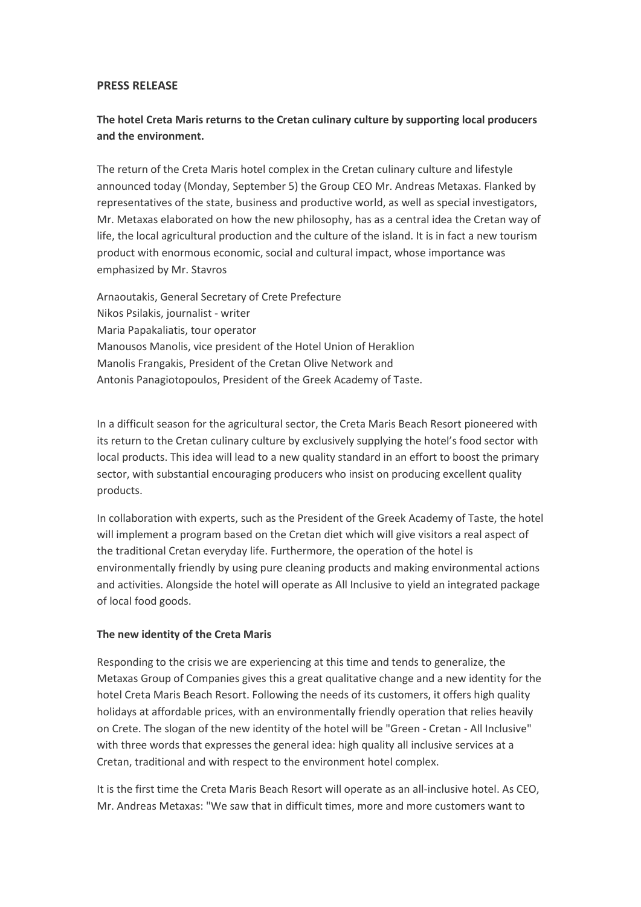**PRESS RELEASE**

**The hotel Creta Maris returns to the Cretan culinary culture by supporting local producers and the environment.**

The return of the Creta Maris hotel complex in the Cretan culinary culture and lifestyle announced today (Monday, September 5) the Group CEO Mr. Andreas Metaxas. Flanked by representatives of the state, business and productive world, as well as special investigators, Mr. Metaxas elaborated on how the new philosophy, has as a central idea the Cretan way of life, the local agricultural production and the culture of the island. It is in fact a new tourism product with enormous economic, social and cultural impact, whose importance was emphasized by Mr. Stavros

Arnaoutakis, General Secretary of Crete Prefecture
Nikos Psilakis, journalist - writer
Maria Papakaliatis, tour operator
Manousos Manolis, vice president of the Hotel Union of Heraklion
Manolis Frangakis, President of the Cretan Olive Network and
Antonis Panagiotopoulos, President of the Greek Academy of Taste.

In a difficult season for the agricultural sector, the Creta Maris Beach Resort pioneered with its return to the Cretan culinary culture by exclusively supplying the hotel's food sector with local products. This idea will lead to a new quality standard in an effort to boost the primary sector, with substantial encouraging producers who insist on producing excellent quality products.

In collaboration with experts, such as the President of the Greek Academy of Taste, the hotel will implement a program based on the Cretan diet which will give visitors a real aspect of the traditional Cretan everyday life. Furthermore, the operation of the hotel is environmentally friendly by using pure cleaning products and making environmental actions and activities. Alongside the hotel will operate as All Inclusive to yield an integrated package of local food goods.

**The new identity of the Creta Maris**

Responding to the crisis we are experiencing at this time and tends to generalize, the Metaxas Group of Companies gives this a great qualitative change and a new identity for the hotel Creta Maris Beach Resort. Following the needs of its customers, it offers high quality holidays at affordable prices, with an environmentally friendly operation that relies heavily on Crete. The slogan of the new identity of the hotel will be "Green - Cretan - All Inclusive" with three words that expresses the general idea: high quality all inclusive services at a Cretan, traditional and with respect to the environment hotel complex.

It is the first time the Creta Maris Beach Resort will operate as an all-inclusive hotel. As CEO, Mr. Andreas Metaxas: "We saw that in difficult times, more and more customers want to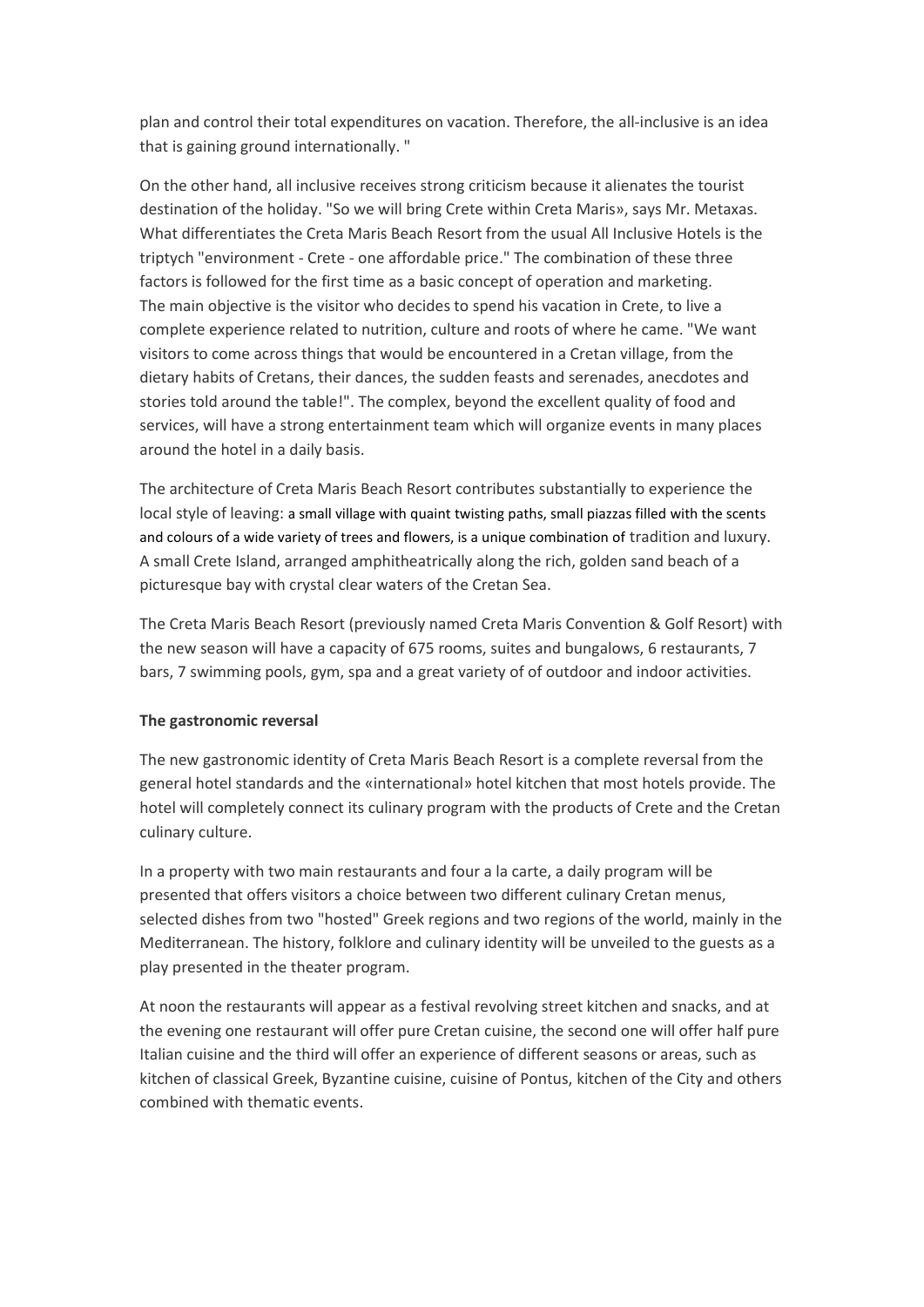plan and control their total expenditures on vacation. Therefore, the all-inclusive is an idea that is gaining ground internationally. "

On the other hand, all inclusive receives strong criticism because it alienates the tourist destination of the holiday. "So we will bring Crete within Creta Maris», says Mr. Metaxas. What differentiates the Creta Maris Beach Resort from the usual All Inclusive Hotels is the triptych "environment - Crete - one affordable price." The combination of these three factors is followed for the first time as a basic concept of operation and marketing. The main objective is the visitor who decides to spend his vacation in Crete, to live a complete experience related to nutrition, culture and roots of where he came. "We want visitors to come across things that would be encountered in a Cretan village, from the dietary habits of Cretans, their dances, the sudden feasts and serenades, anecdotes and stories told around the table!". The complex, beyond the excellent quality of food and services, will have a strong entertainment team which will organize events in many places around the hotel in a daily basis.

The architecture of Creta Maris Beach Resort contributes substantially to experience the local style of leaving: a small village with quaint twisting paths, small piazzas filled with the scents and colours of a wide variety of trees and flowers, is a unique combination of tradition and luxury. A small Crete Island, arranged amphitheatrically along the rich, golden sand beach of a picturesque bay with crystal clear waters of the Cretan Sea.

The Creta Maris Beach Resort (previously named Creta Maris Convention & Golf Resort) with the new season will have a capacity of 675 rooms, suites and bungalows, 6 restaurants, 7 bars, 7 swimming pools, gym, spa and a great variety of of outdoor and indoor activities.

**The gastronomic reversal**

The new gastronomic identity of Creta Maris Beach Resort is a complete reversal from the general hotel standards and the «international» hotel kitchen that most hotels provide. The hotel will completely connect its culinary program with the products of Crete and the Cretan culinary culture.

In a property with two main restaurants and four a la carte, a daily program will be presented that offers visitors a choice between two different culinary Cretan menus, selected dishes from two "hosted" Greek regions and two regions of the world, mainly in the Mediterranean. The history, folklore and culinary identity will be unveiled to the guests as a play presented in the theater program.

At noon the restaurants will appear as a festival revolving street kitchen and snacks, and at the evening one restaurant will offer pure Cretan cuisine, the second one will offer half pure Italian cuisine and the third will offer an experience of different seasons or areas, such as kitchen of classical Greek, Byzantine cuisine, cuisine of Pontus, kitchen of the City and others combined with thematic events.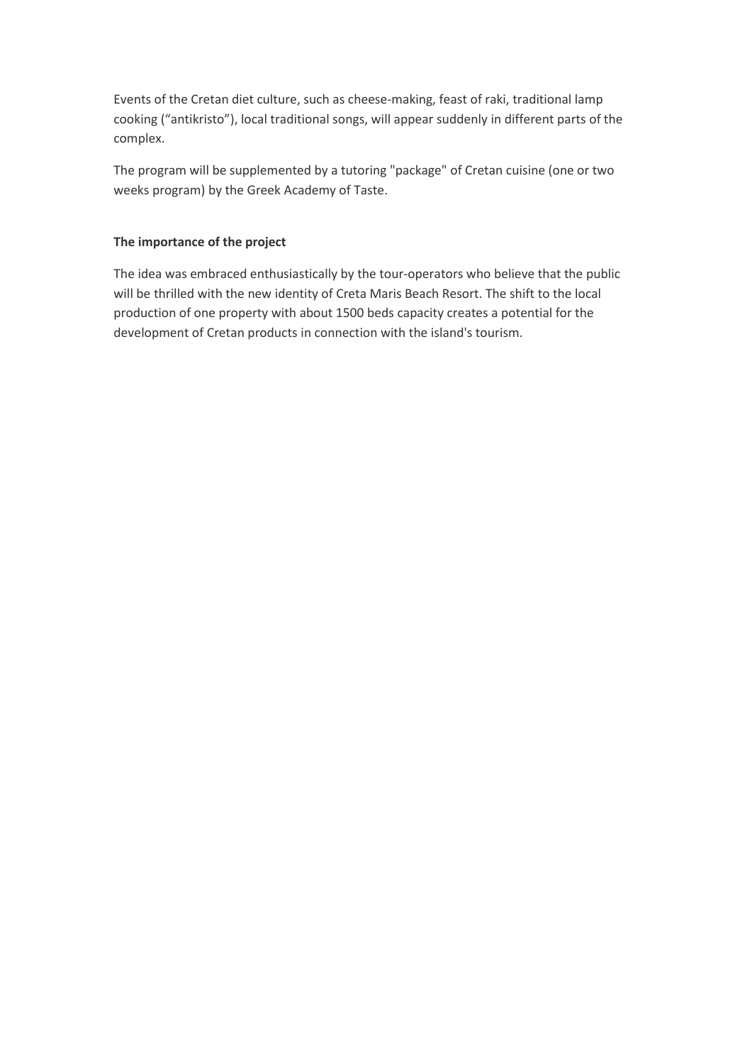Events of the Cretan diet culture, such as cheese-making, feast of raki, traditional lamp cooking ("antikristo"), local traditional songs, will appear suddenly in different parts of the complex.

The program will be supplemented by a tutoring "package" of Cretan cuisine (one or two weeks program) by the Greek Academy of Taste.

**The importance of the project**

The idea was embraced enthusiastically by the tour-operators who believe that the public will be thrilled with the new identity of Creta Maris Beach Resort. The shift to the local production of one property with about 1500 beds capacity creates a potential for the development of Cretan products in connection with the island's tourism.